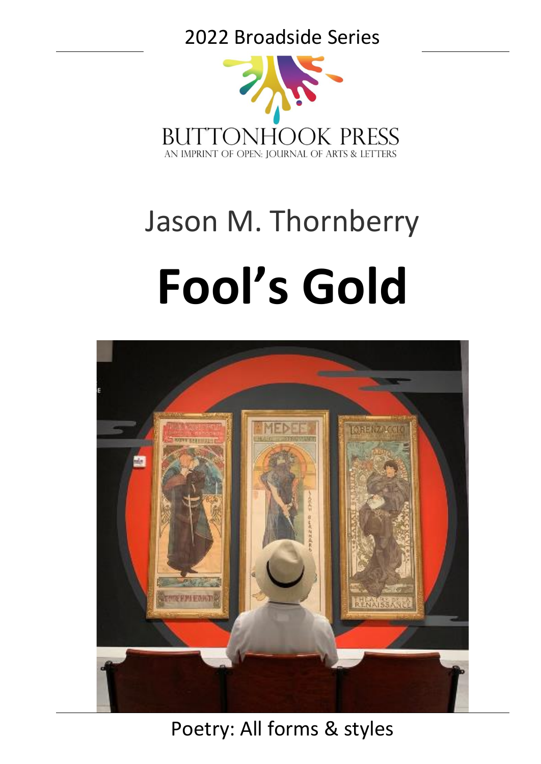2022 Broadside Series

BUTTONHOOK PRESS

AN IMPRINT OF OPEN: JOURNAL OF ARTS & LETTERS

## Jason M. Thornberry

# Fool's Gold

Poetry: All forms & styles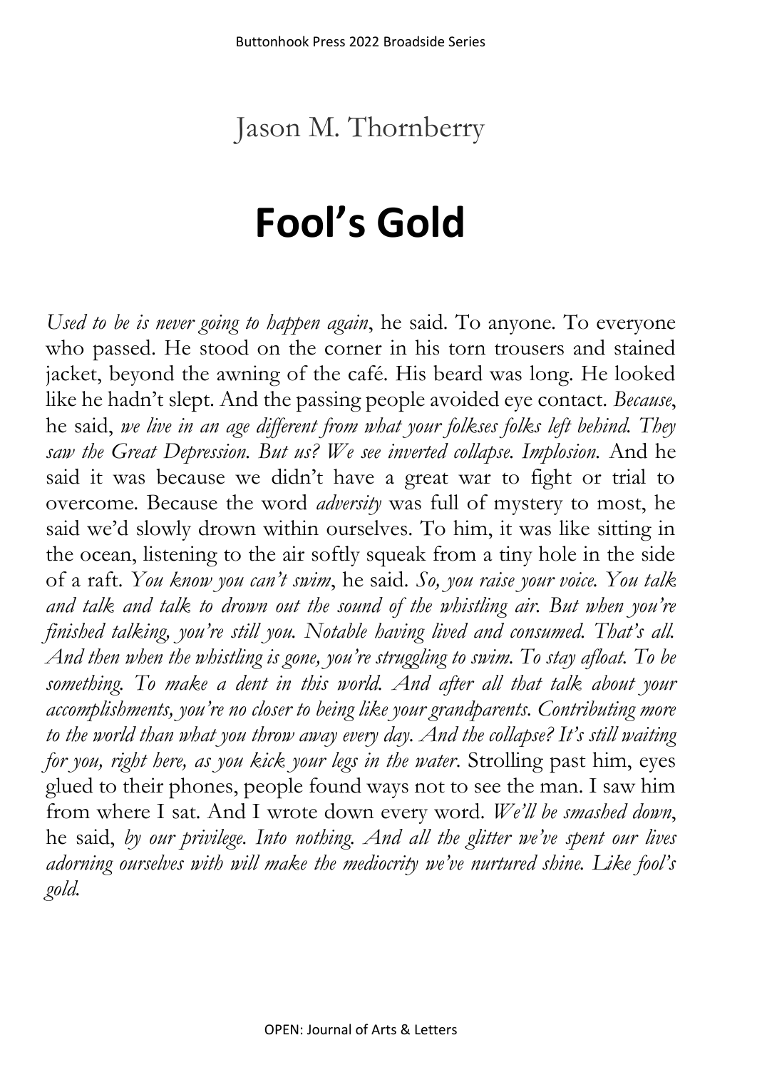Jason M. Thornberry

# Fool's Gold

*Used to be is never going to happen again*, he said. To anyone. To everyone who passed. He stood on the corner in his torn trousers and stained jacket, beyond the awning of the café. His beard was long. He looked like he hadn't slept. And the passing people avoided eye contact. *Because*, he said, *we live in an age different from what your folkses folks left behind. They saw the Great Depression. But us? We see inverted collapse. Implosion.* And he said it was because we didn't have a great war to fight or trial to overcome. Because the word *adversity* was full of mystery to most, he said we'd slowly drown within ourselves. To him, it was like sitting in the ocean, listening to the air softly squeak from a tiny hole in the side of a raft. *You know you can't swim*, he said. *So, you raise your voice. You talk and talk and talk to drown out the sound of the whistling air. But when you're finished talking, you're still you. Notable having lived and consumed. That's all. And then when the whistling is gone, you're struggling to swim. To stay afloat. To be something. To make a dent in this world. And after all that talk about your accomplishments, you're no closer to being like your grandparents. Contributing more to the world than what you throw away every day. And the collapse? It's still waiting for you, right here, as you kick your legs in the water.* Strolling past him, eyes glued to their phones, people found ways not to see the man. I saw him from where I sat. And I wrote down every word. *We'll be smashed down*, he said, *by our privilege. Into nothing. And all the glitter we've spent our lives adorning ourselves with will make the mediocrity we've nurtured shine. Like fool's gold.*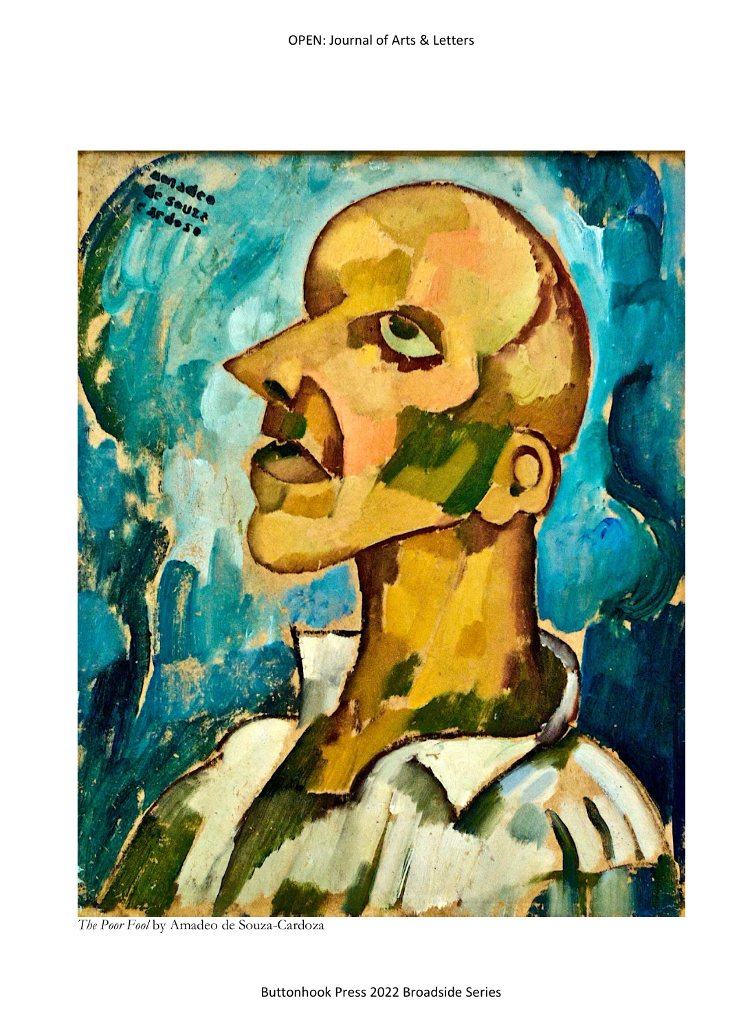*The Poor Fool* by Amadeo de Souza-Cardoza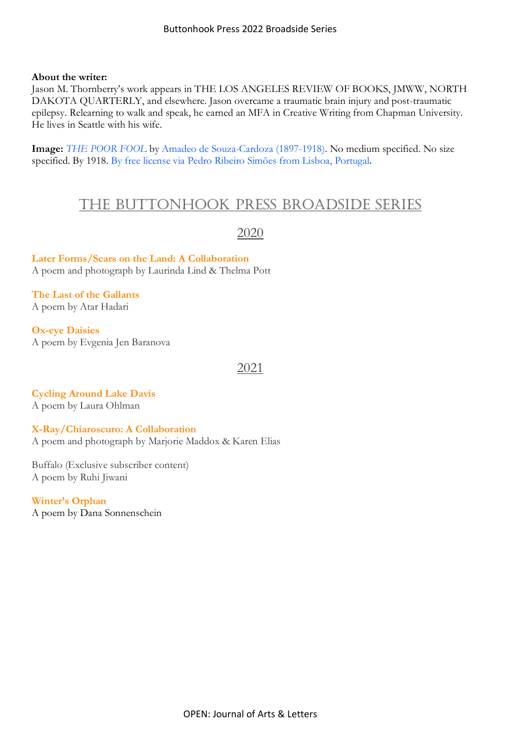**About the writer:**
Jason M. Thornberry's work appears in THE LOS ANGELES REVIEW OF BOOKS, JMWW, NORTH DAKOTA QUARTERLY, and elsewhere. Jason overcame a traumatic brain injury and post-traumatic epilepsy. Relearning to walk and speak, he earned an MFA in Creative Writing from Chapman University. He lives in Seattle with his wife.

**Image:** *THE POOR FOOL* by Amadeo de Souza-Cardoza (1897-1918). No medium specified. No size specified. By 1918. By free license via Pedro Ribeiro Simões from Lisboa, Portugal**.**

# THE BUTTONHOOK PRESS BROADSIDE SERIES

## 2020

**Later Forms/Scars on the Land: A Collaboration**
A poem and photograph by Laurinda Lind & Thelma Pott

**The Last of the Gallants**
A poem by Atar Hadari

**Ox-eye Daisies**
A poem by Evgenia Jen Baranova

## 2021

**Cycling Around Lake Davis**
A poem by Laura Ohlman

**X-Ray/Chiaroscuro: A Collaboration**
A poem and photograph by Marjorie Maddox & Karen Elias

Buffalo (Exclusive subscriber content)
A poem by Ruhi Jiwani

**Winter's Orphan**
A poem by Dana Sonnenschein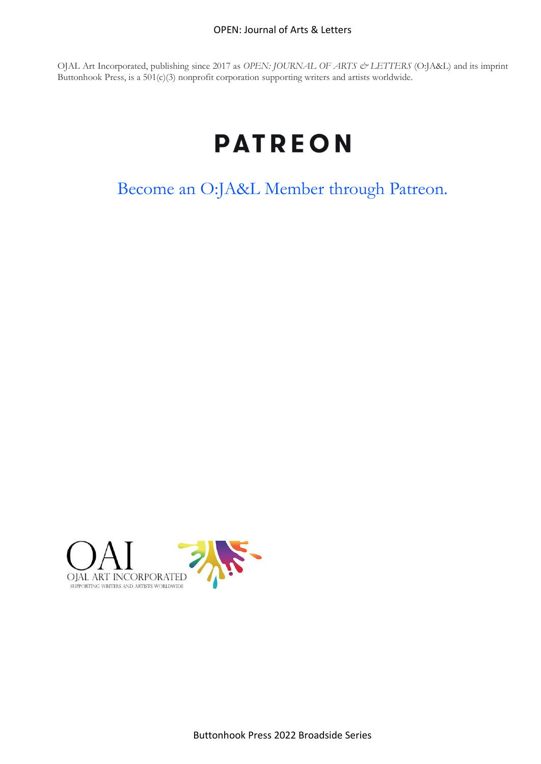OJAL Art Incorporated, publishing since 2017 as *OPEN: JOURNAL OF ARTS & LETTERS* (O:JA&L) and its imprint Buttonhook Press, is a 501(c)(3) nonprofit corporation supporting writers and artists worldwide.

# PATREON

Become an O:JA&L Member through Patreon.

OAI
OJAL ART INCORPORATED
SUPPORTING WRITERS AND ARTISTS WORLDWIDE